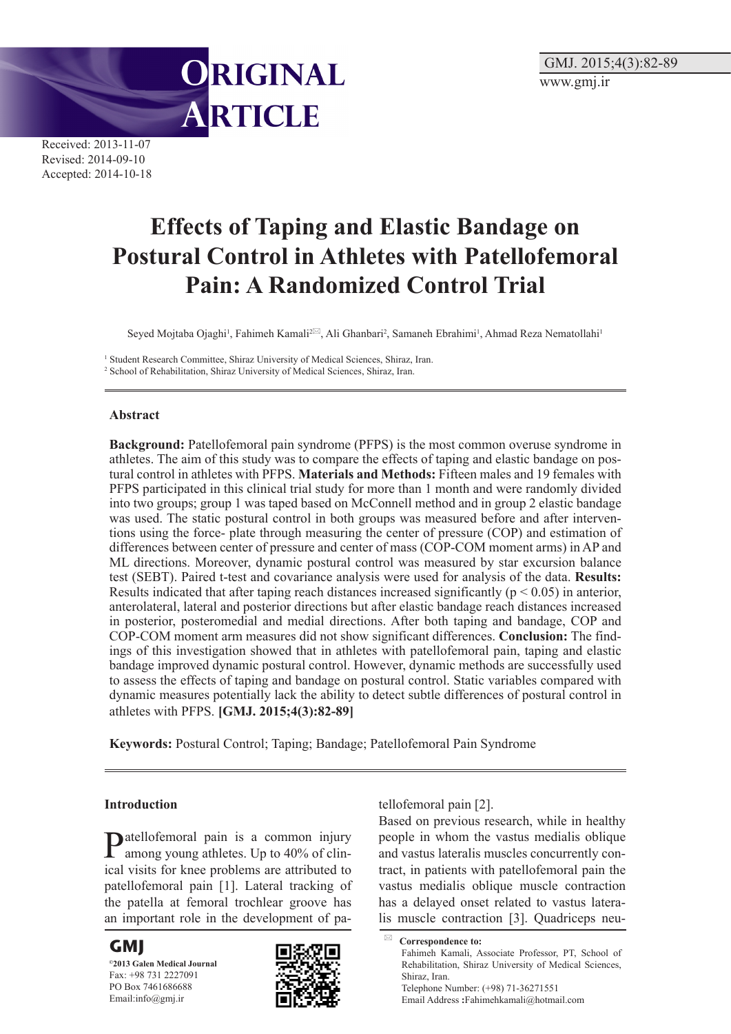ORIGINAL ARTICLE

Received: 2013-11-07
Revised: 2014-09-10
Accepted: 2014-10-18

# Effects of Taping and Elastic Bandage on Postural Control in Athletes with Patellofemoral Pain: A Randomized Control Trial

Seyed Mojtaba Ojaghi[1], Fahimeh Kamali[2✉], Ali Ghanbari[2], Samaneh Ebrahimi[1], Ahmad Reza Nematollahi[1]

[1] Student Research Committee, Shiraz University of Medical Sciences, Shiraz, Iran.
[2] School of Rehabilitation, Shiraz University of Medical Sciences, Shiraz, Iran.

## Abstract

**Background:** Patellofemoral pain syndrome (PFPS) is the most common overuse syndrome in athletes. The aim of this study was to compare the effects of taping and elastic bandage on postural control in athletes with PFPS. **Materials and Methods:** Fifteen males and 19 females with PFPS participated in this clinical trial study for more than 1 month and were randomly divided into two groups; group 1 was taped based on McConnell method and in group 2 elastic bandage was used. The static postural control in both groups was measured before and after interventions using the force- plate through measuring the center of pressure (COP) and estimation of differences between center of pressure and center of mass (COP-COM moment arms) in AP and ML directions. Moreover, dynamic postural control was measured by star excursion balance test (SEBT). Paired t-test and covariance analysis were used for analysis of the data. **Results:** Results indicated that after taping reach distances increased significantly ($p < 0.05$) in anterior, anterolateral, lateral and posterior directions but after elastic bandage reach distances increased in posterior, posteromedial and medial directions. After both taping and bandage, COP and COP-COM moment arm measures did not show significant differences. **Conclusion:** The findings of this investigation showed that in athletes with patellofemoral pain, taping and elastic bandage improved dynamic postural control. However, dynamic methods are successfully used to assess the effects of taping and bandage on postural control. Static variables compared with dynamic measures potentially lack the ability to detect subtle differences of postural control in athletes with PFPS. **[GMJ. 2015;4(3):82-89]**

**Keywords:** Postural Control; Taping; Bandage; Patellofemoral Pain Syndrome

## Introduction

Patellofemoral pain is a common injury among young athletes. Up to 40% of clinical visits for knee problems are attributed to patellofemoral pain [1]. Lateral tracking of the patella at femoral trochlear groove has an important role in the development of patellofemoral pain [2].

Based on previous research, while in healthy people in whom the vastus medialis oblique and vastus lateralis muscles concurrently contract, in patients with patellofemoral pain the vastus medialis oblique muscle contraction has a delayed onset related to vastus lateralis muscle contraction [3]. Quadriceps neu-

✉ **Correspondence to:**
Fahimeh Kamali, Associate Professor, PT, School of Rehabilitation, Shiraz University of Medical Sciences, Shiraz, Iran.
Telephone Number: (+98) 71-36271551
Email Address :Fahimehkamali@hotmail.com

**GMJ**
©2013 Galen Medical Journal
Fax: +98 731 2227091
PO Box 7461686688
Email:info@gmj.ir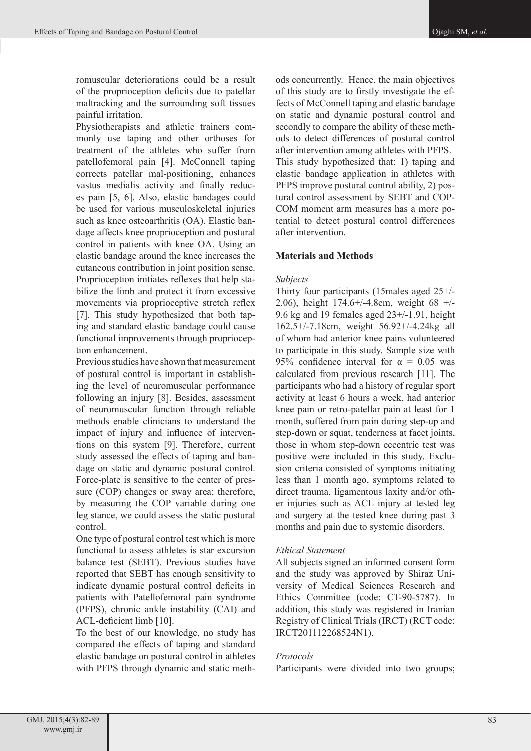romuscular deteriorations could be a result of the proprioception deficits due to patellar maltracking and the surrounding soft tissues painful irritation.

Physiotherapists and athletic trainers commonly use taping and other orthoses for treatment of the athletes who suffer from patellofemoral pain [4]. McConnell taping corrects patellar mal-positioning, enhances vastus medialis activity and finally reduces pain [5, 6]. Also, elastic bandages could be used for various musculoskeletal injuries such as knee osteoarthritis (OA). Elastic bandage affects knee proprioception and postural control in patients with knee OA. Using an elastic bandage around the knee increases the cutaneous contribution in joint position sense. Proprioception initiates reflexes that help stabilize the limb and protect it from excessive movements via proprioceptive stretch reflex [7]. This study hypothesized that both taping and standard elastic bandage could cause functional improvements through proprioception enhancement.

Previous studies have shown that measurement of postural control is important in establishing the level of neuromuscular performance following an injury [8]. Besides, assessment of neuromuscular function through reliable methods enable clinicians to understand the impact of injury and influence of interventions on this system [9]. Therefore, current study assessed the effects of taping and bandage on static and dynamic postural control. Force-plate is sensitive to the center of pressure (COP) changes or sway area; therefore, by measuring the COP variable during one leg stance, we could assess the static postural control.

One type of postural control test which is more functional to assess athletes is star excursion balance test (SEBT). Previous studies have reported that SEBT has enough sensitivity to indicate dynamic postural control deficits in patients with Patellofemoral pain syndrome (PFPS), chronic ankle instability (CAI) and ACL-deficient limb [10].

To the best of our knowledge, no study has compared the effects of taping and standard elastic bandage on postural control in athletes with PFPS through dynamic and static methods concurrently. Hence, the main objectives of this study are to firstly investigate the effects of McConnell taping and elastic bandage on static and dynamic postural control and secondly to compare the ability of these methods to detect differences of postural control after intervention among athletes with PFPS.

This study hypothesized that: 1) taping and elastic bandage application in athletes with PFPS improve postural control ability, 2) postural control assessment by SEBT and COP-COM moment arm measures has a more potential to detect postural control differences after intervention.

## Materials and Methods

### *Subjects*

Thirty four participants (15males aged 25+/-2.06), height 174.6+/-4.8cm, weight 68 +/-9.6 kg and 19 females aged 23+/-1.91, height 162.5+/-7.18cm, weight 56.92+/-4.24kg all of whom had anterior knee pains volunteered to participate in this study. Sample size with 95% confidence interval for $\alpha = 0.05$ was calculated from previous research [11]. The participants who had a history of regular sport activity at least 6 hours a week, had anterior knee pain or retro-patellar pain at least for 1 month, suffered from pain during step-up and step-down or squat, tenderness at facet joints, those in whom step-down eccentric test was positive were included in this study. Exclusion criteria consisted of symptoms initiating less than 1 month ago, symptoms related to direct trauma, ligamentous laxity and/or other injuries such as ACL injury at tested leg and surgery at the tested knee during past 3 months and pain due to systemic disorders.

### *Ethical Statement*

All subjects signed an informed consent form and the study was approved by Shiraz University of Medical Sciences Research and Ethics Committee (code: CT-90-5787). In addition, this study was registered in Iranian Registry of Clinical Trials (IRCT) (RCT code: IRCT201112268524N1).

### *Protocols*

Participants were divided into two groups;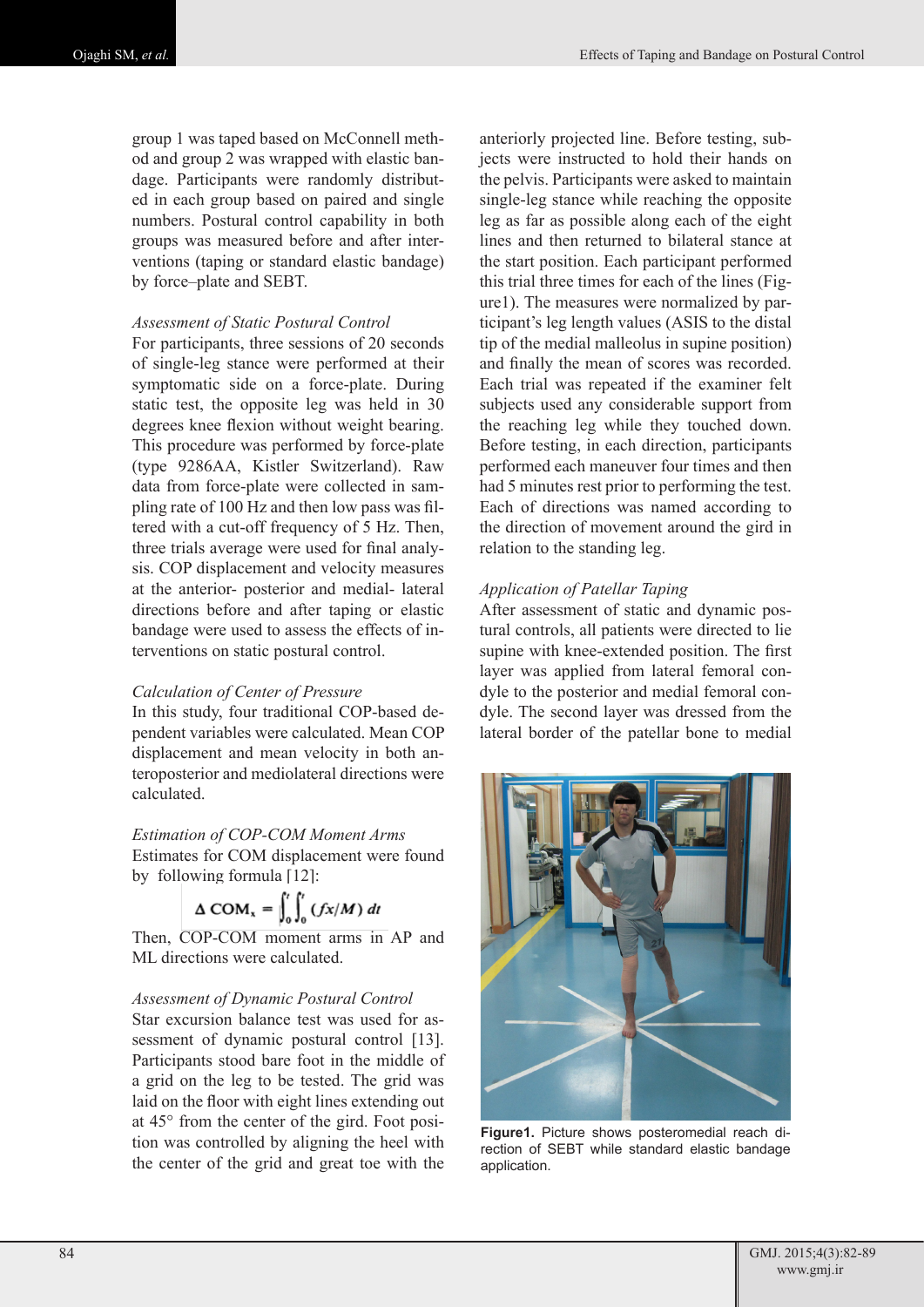group 1 was taped based on McConnell method and group 2 was wrapped with elastic bandage. Participants were randomly distributed in each group based on paired and single numbers. Postural control capability in both groups was measured before and after interventions (taping or standard elastic bandage) by force–plate and SEBT.

*Assessment of Static Postural Control*

For participants, three sessions of 20 seconds of single-leg stance were performed at their symptomatic side on a force-plate. During static test, the opposite leg was held in 30 degrees knee flexion without weight bearing. This procedure was performed by force-plate (type 9286AA, Kistler Switzerland). Raw data from force-plate were collected in sampling rate of 100 Hz and then low pass was filtered with a cut-off frequency of 5 Hz. Then, three trials average were used for final analysis. COP displacement and velocity measures at the anterior- posterior and medial- lateral directions before and after taping or elastic bandage were used to assess the effects of interventions on static postural control.

*Calculation of Center of Pressure*

In this study, four traditional COP-based dependent variables were calculated. Mean COP displacement and mean velocity in both anteroposterior and mediolateral directions were calculated.

*Estimation of COP-COM Moment Arms*

Estimates for COM displacement were found by following formula [12]:

$$\Delta \, \mathrm{COM}_x = \int_0^t \int_0^t (fx/M)\, dt$$

Then, COP-COM moment arms in AP and ML directions were calculated.

*Assessment of Dynamic Postural Control*

Star excursion balance test was used for assessment of dynamic postural control [13]. Participants stood bare foot in the middle of a grid on the leg to be tested. The grid was laid on the floor with eight lines extending out at 45° from the center of the gird. Foot position was controlled by aligning the heel with the center of the grid and great toe with the anteriorly projected line. Before testing, subjects were instructed to hold their hands on the pelvis. Participants were asked to maintain single-leg stance while reaching the opposite leg as far as possible along each of the eight lines and then returned to bilateral stance at the start position. Each participant performed this trial three times for each of the lines (Figure1). The measures were normalized by participant's leg length values (ASIS to the distal tip of the medial malleolus in supine position) and finally the mean of scores was recorded. Each trial was repeated if the examiner felt subjects used any considerable support from the reaching leg while they touched down. Before testing, in each direction, participants performed each maneuver four times and then had 5 minutes rest prior to performing the test. Each of directions was named according to the direction of movement around the gird in relation to the standing leg.

*Application of Patellar Taping*

After assessment of static and dynamic postural controls, all patients were directed to lie supine with knee-extended position. The first layer was applied from lateral femoral condyle to the posterior and medial femoral condyle. The second layer was dressed from the lateral border of the patellar bone to medial

**Figure1.** Picture shows posteromedial reach direction of SEBT while standard elastic bandage application.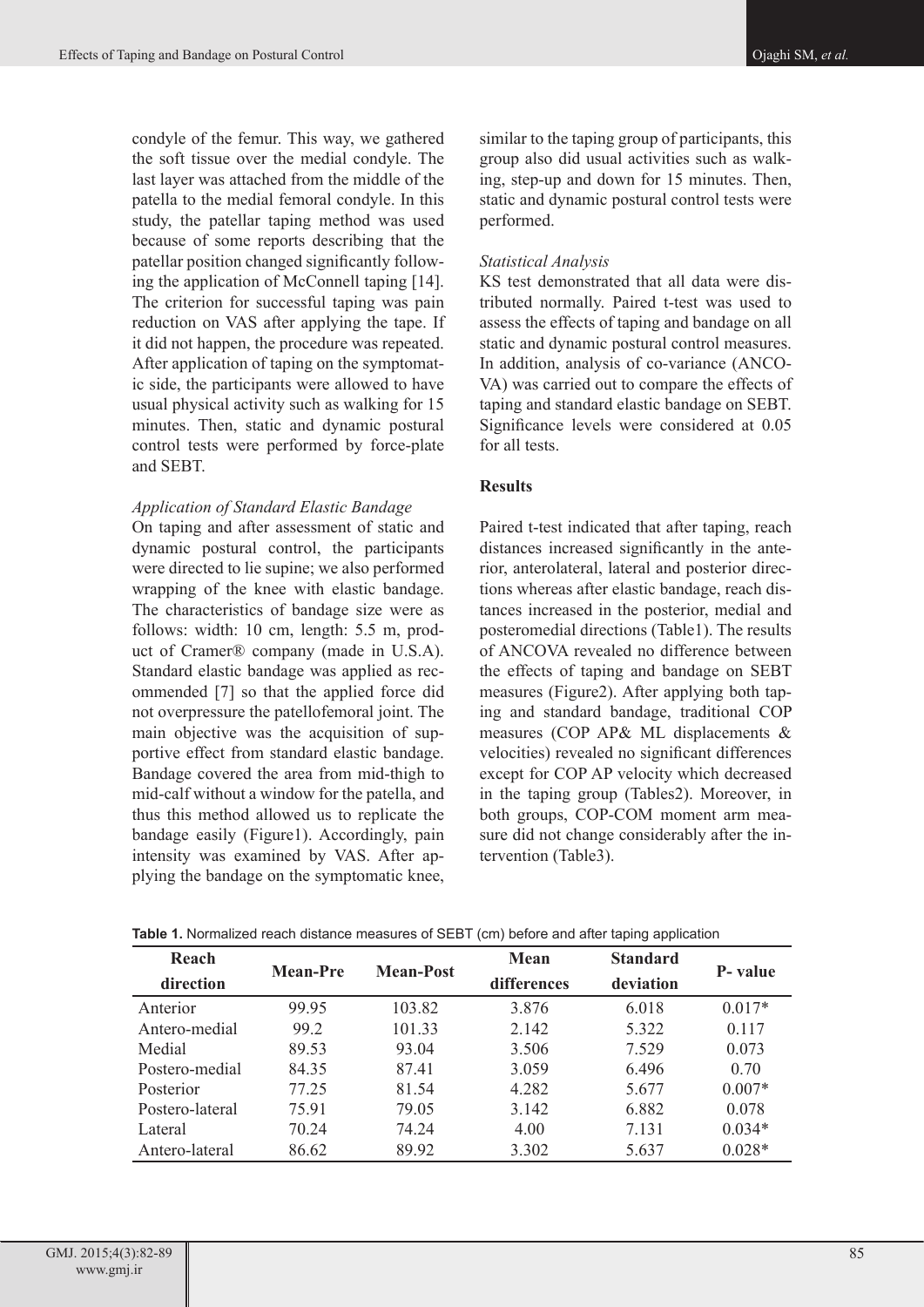condyle of the femur. This way, we gathered the soft tissue over the medial condyle. The last layer was attached from the middle of the patella to the medial femoral condyle. In this study, the patellar taping method was used because of some reports describing that the patellar position changed significantly following the application of McConnell taping [14]. The criterion for successful taping was pain reduction on VAS after applying the tape. If it did not happen, the procedure was repeated. After application of taping on the symptomatic side, the participants were allowed to have usual physical activity such as walking for 15 minutes. Then, static and dynamic postural control tests were performed by force-plate and SEBT.

*Application of Standard Elastic Bandage*

On taping and after assessment of static and dynamic postural control, the participants were directed to lie supine; we also performed wrapping of the knee with elastic bandage. The characteristics of bandage size were as follows: width: 10 cm, length: 5.5 m, product of Cramer® company (made in U.S.A). Standard elastic bandage was applied as recommended [7] so that the applied force did not overpressure the patellofemoral joint. The main objective was the acquisition of supportive effect from standard elastic bandage. Bandage covered the area from mid-thigh to mid-calf without a window for the patella, and thus this method allowed us to replicate the bandage easily (Figure1). Accordingly, pain intensity was examined by VAS. After applying the bandage on the symptomatic knee, similar to the taping group of participants, this group also did usual activities such as walking, step-up and down for 15 minutes. Then, static and dynamic postural control tests were performed.

*Statistical Analysis*

KS test demonstrated that all data were distributed normally. Paired t-test was used to assess the effects of taping and bandage on all static and dynamic postural control measures. In addition, analysis of co-variance (ANCOVA) was carried out to compare the effects of taping and standard elastic bandage on SEBT. Significance levels were considered at 0.05 for all tests.

## Results

Paired t-test indicated that after taping, reach distances increased significantly in the anterior, anterolateral, lateral and posterior directions whereas after elastic bandage, reach distances increased in the posterior, medial and posteromedial directions (Table1). The results of ANCOVA revealed no difference between the effects of taping and bandage on SEBT measures (Figure2). After applying both taping and standard bandage, traditional COP measures (COP AP& ML displacements & velocities) revealed no significant differences except for COP AP velocity which decreased in the taping group (Tables2). Moreover, in both groups, COP-COM moment arm measure did not change considerably after the intervention (Table3).

**Table 1.** Normalized reach distance measures of SEBT (cm) before and after taping application

| Reach direction | Mean-Pre | Mean-Post | Mean differences | Standard deviation | P- value |
|---|---|---|---|---|---|
| Anterior | 99.95 | 103.82 | 3.876 | 6.018 | 0.017* |
| Antero-medial | 99.2 | 101.33 | 2.142 | 5.322 | 0.117 |
| Medial | 89.53 | 93.04 | 3.506 | 7.529 | 0.073 |
| Postero-medial | 84.35 | 87.41 | 3.059 | 6.496 | 0.70 |
| Posterior | 77.25 | 81.54 | 4.282 | 5.677 | 0.007* |
| Postero-lateral | 75.91 | 79.05 | 3.142 | 6.882 | 0.078 |
| Lateral | 70.24 | 74.24 | 4.00 | 7.131 | 0.034* |
| Antero-lateral | 86.62 | 89.92 | 3.302 | 5.637 | 0.028* |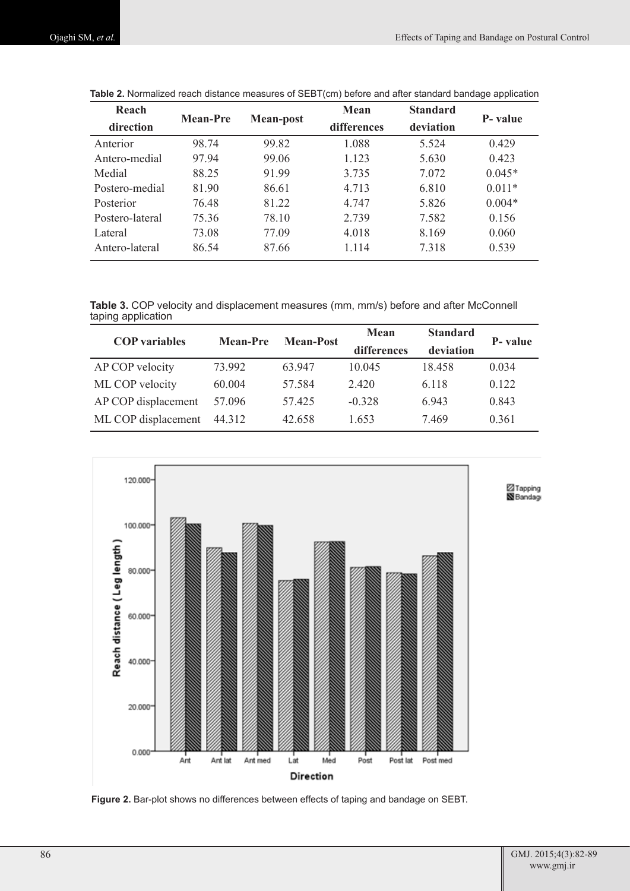**Table 2.** Normalized reach distance measures of SEBT(cm) before and after standard bandage application

| Reach direction | Mean-Pre | Mean-post | Mean differences | Standard deviation | P- value |
|---|---|---|---|---|---|
| Anterior | 98.74 | 99.82 | 1.088 | 5.524 | 0.429 |
| Antero-medial | 97.94 | 99.06 | 1.123 | 5.630 | 0.423 |
| Medial | 88.25 | 91.99 | 3.735 | 7.072 | 0.045* |
| Postero-medial | 81.90 | 86.61 | 4.713 | 6.810 | 0.011* |
| Posterior | 76.48 | 81.22 | 4.747 | 5.826 | 0.004* |
| Postero-lateral | 75.36 | 78.10 | 2.739 | 7.582 | 0.156 |
| Lateral | 73.08 | 77.09 | 4.018 | 8.169 | 0.060 |
| Antero-lateral | 86.54 | 87.66 | 1.114 | 7.318 | 0.539 |

**Table 3.** COP velocity and displacement measures (mm, mm/s) before and after McConnell taping application

| COP variables | Mean-Pre | Mean-Post | Mean differences | Standard deviation | P- value |
|---|---|---|---|---|---|
| AP COP velocity | 73.992 | 63.947 | 10.045 | 18.458 | 0.034 |
| ML COP velocity | 60.004 | 57.584 | 2.420 | 6.118 | 0.122 |
| AP COP displacement | 57.096 | 57.425 | -0.328 | 6.943 | 0.843 |
| ML COP displacement | 44.312 | 42.658 | 1.653 | 7.469 | 0.361 |

**Figure 2.** Bar-plot shows no differences between effects of taping and bandage on SEBT.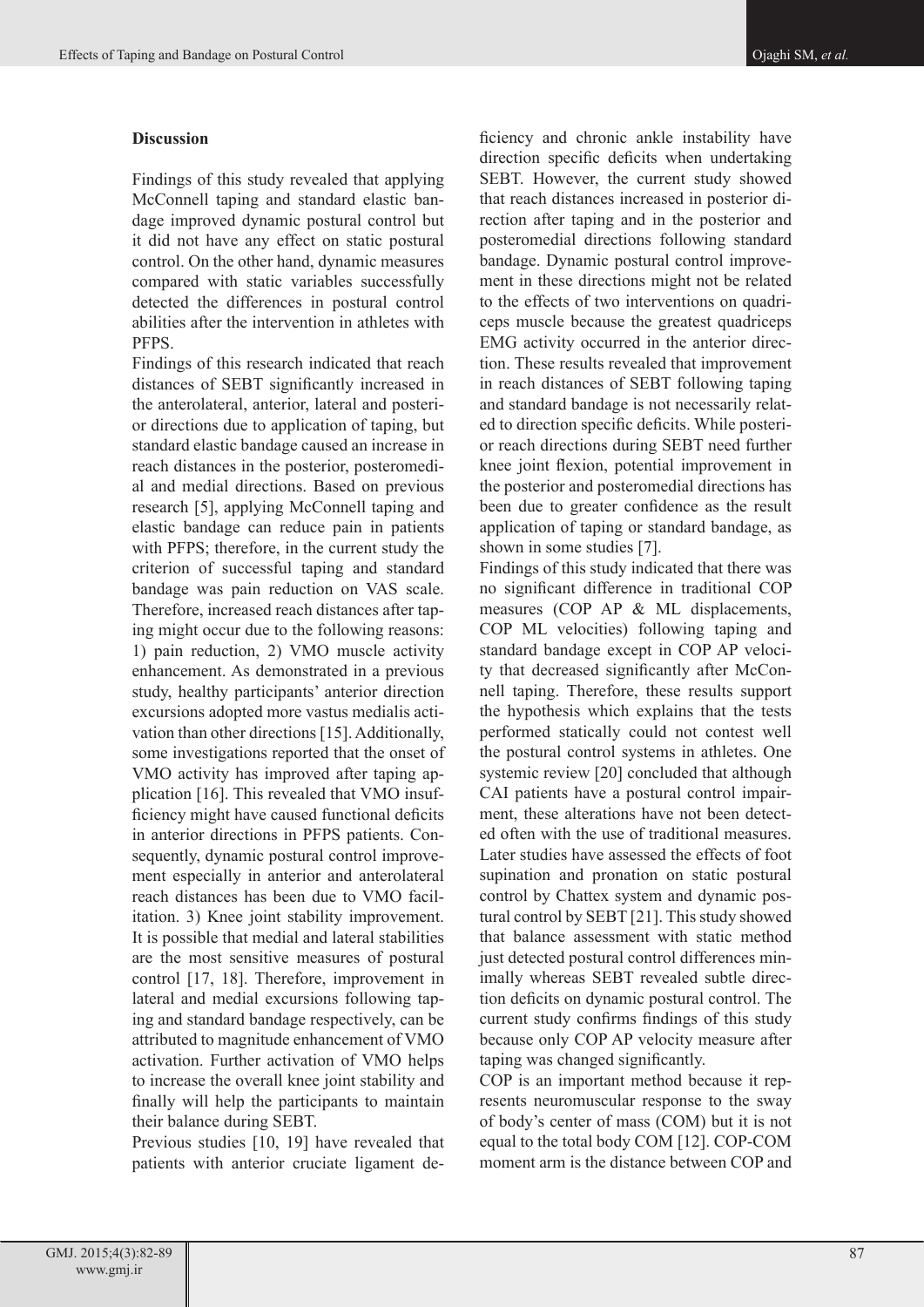## Discussion

Findings of this study revealed that applying McConnell taping and standard elastic bandage improved dynamic postural control but it did not have any effect on static postural control. On the other hand, dynamic measures compared with static variables successfully detected the differences in postural control abilities after the intervention in athletes with PFPS.

Findings of this research indicated that reach distances of SEBT significantly increased in the anterolateral, anterior, lateral and posterior directions due to application of taping, but standard elastic bandage caused an increase in reach distances in the posterior, posteromedial and medial directions. Based on previous research [5], applying McConnell taping and elastic bandage can reduce pain in patients with PFPS; therefore, in the current study the criterion of successful taping and standard bandage was pain reduction on VAS scale. Therefore, increased reach distances after taping might occur due to the following reasons: 1) pain reduction, 2) VMO muscle activity enhancement. As demonstrated in a previous study, healthy participants' anterior direction excursions adopted more vastus medialis activation than other directions [15]. Additionally, some investigations reported that the onset of VMO activity has improved after taping application [16]. This revealed that VMO insufficiency might have caused functional deficits in anterior directions in PFPS patients. Consequently, dynamic postural control improvement especially in anterior and anterolateral reach distances has been due to VMO facilitation. 3) Knee joint stability improvement. It is possible that medial and lateral stabilities are the most sensitive measures of postural control [17, 18]. Therefore, improvement in lateral and medial excursions following taping and standard bandage respectively, can be attributed to magnitude enhancement of VMO activation. Further activation of VMO helps to increase the overall knee joint stability and finally will help the participants to maintain their balance during SEBT.

Previous studies [10, 19] have revealed that patients with anterior cruciate ligament deficiency and chronic ankle instability have direction specific deficits when undertaking SEBT. However, the current study showed that reach distances increased in posterior direction after taping and in the posterior and posteromedial directions following standard bandage. Dynamic postural control improvement in these directions might not be related to the effects of two interventions on quadriceps muscle because the greatest quadriceps EMG activity occurred in the anterior direction. These results revealed that improvement in reach distances of SEBT following taping and standard bandage is not necessarily related to direction specific deficits. While posterior reach directions during SEBT need further knee joint flexion, potential improvement in the posterior and posteromedial directions has been due to greater confidence as the result application of taping or standard bandage, as shown in some studies [7].

Findings of this study indicated that there was no significant difference in traditional COP measures (COP AP & ML displacements, COP ML velocities) following taping and standard bandage except in COP AP velocity that decreased significantly after McConnell taping. Therefore, these results support the hypothesis which explains that the tests performed statically could not contest well the postural control systems in athletes. One systemic review [20] concluded that although CAI patients have a postural control impairment, these alterations have not been detected often with the use of traditional measures. Later studies have assessed the effects of foot supination and pronation on static postural control by Chattex system and dynamic postural control by SEBT [21]. This study showed that balance assessment with static method just detected postural control differences minimally whereas SEBT revealed subtle direction deficits on dynamic postural control. The current study confirms findings of this study because only COP AP velocity measure after taping was changed significantly.

COP is an important method because it represents neuromuscular response to the sway of body's center of mass (COM) but it is not equal to the total body COM [12]. COP-COM moment arm is the distance between COP and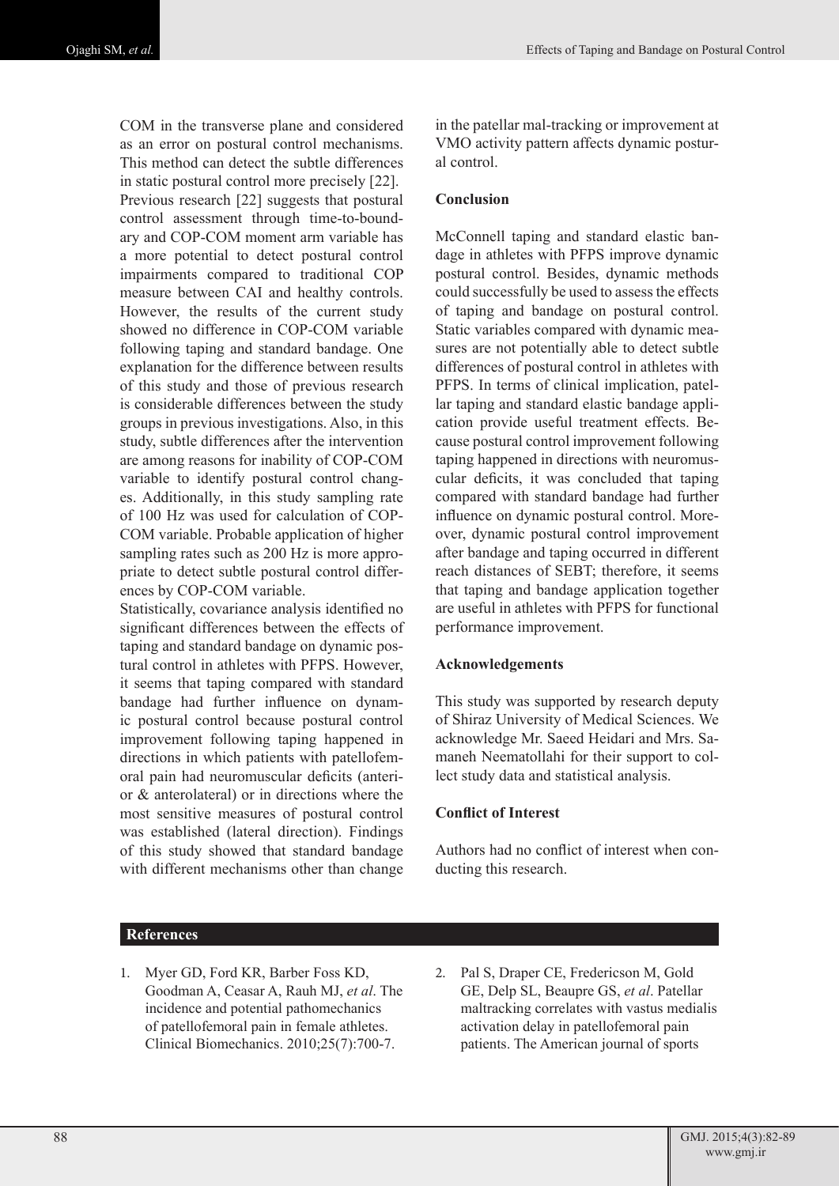COM in the transverse plane and considered as an error on postural control mechanisms. This method can detect the subtle differences in static postural control more precisely [22].

Previous research [22] suggests that postural control assessment through time-to-boundary and COP-COM moment arm variable has a more potential to detect postural control impairments compared to traditional COP measure between CAI and healthy controls. However, the results of the current study showed no difference in COP-COM variable following taping and standard bandage. One explanation for the difference between results of this study and those of previous research is considerable differences between the study groups in previous investigations. Also, in this study, subtle differences after the intervention are among reasons for inability of COP-COM variable to identify postural control changes. Additionally, in this study sampling rate of 100 Hz was used for calculation of COP-COM variable. Probable application of higher sampling rates such as 200 Hz is more appropriate to detect subtle postural control differences by COP-COM variable.

Statistically, covariance analysis identified no significant differences between the effects of taping and standard bandage on dynamic postural control in athletes with PFPS. However, it seems that taping compared with standard bandage had further influence on dynamic postural control because postural control improvement following taping happened in directions in which patients with patellofemoral pain had neuromuscular deficits (anterior & anterolateral) or in directions where the most sensitive measures of postural control was established (lateral direction). Findings of this study showed that standard bandage with different mechanisms other than change in the patellar mal-tracking or improvement at VMO activity pattern affects dynamic postural control.

## Conclusion

McConnell taping and standard elastic bandage in athletes with PFPS improve dynamic postural control. Besides, dynamic methods could successfully be used to assess the effects of taping and bandage on postural control. Static variables compared with dynamic measures are not potentially able to detect subtle differences of postural control in athletes with PFPS. In terms of clinical implication, patellar taping and standard elastic bandage application provide useful treatment effects. Because postural control improvement following taping happened in directions with neuromuscular deficits, it was concluded that taping compared with standard bandage had further influence on dynamic postural control. Moreover, dynamic postural control improvement after bandage and taping occurred in different reach distances of SEBT; therefore, it seems that taping and bandage application together are useful in athletes with PFPS for functional performance improvement.

## Acknowledgements

This study was supported by research deputy of Shiraz University of Medical Sciences. We acknowledge Mr. Saeed Heidari and Mrs. Samaneh Neematollahi for their support to collect study data and statistical analysis.

## Conflict of Interest

Authors had no conflict of interest when conducting this research.

## References

1. Myer GD, Ford KR, Barber Foss KD, Goodman A, Ceasar A, Rauh MJ, *et al*. The incidence and potential pathomechanics of patellofemoral pain in female athletes. Clinical Biomechanics. 2010;25(7):700-7.
2. Pal S, Draper CE, Fredericson M, Gold GE, Delp SL, Beaupre GS, *et al*. Patellar maltracking correlates with vastus medialis activation delay in patellofemoral pain patients. The American journal of sports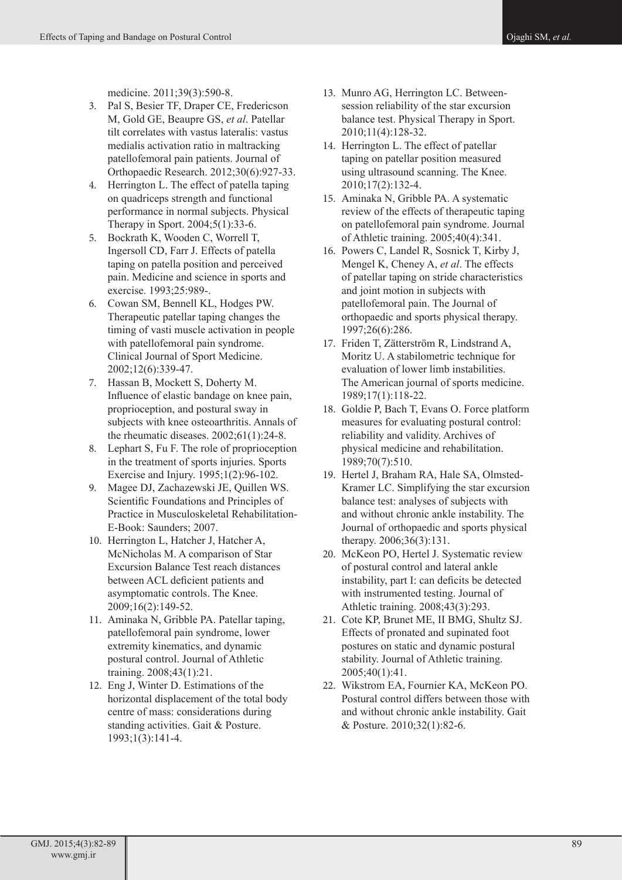medicine. 2011;39(3):590-8.

3. Pal S, Besier TF, Draper CE, Fredericson M, Gold GE, Beaupre GS, *et al*. Patellar tilt correlates with vastus lateralis: vastus medialis activation ratio in maltracking patellofemoral pain patients. Journal of Orthopaedic Research. 2012;30(6):927-33.
4. Herrington L. The effect of patella taping on quadriceps strength and functional performance in normal subjects. Physical Therapy in Sport. 2004;5(1):33-6.
5. Bockrath K, Wooden C, Worrell T, Ingersoll CD, Farr J. Effects of patella taping on patella position and perceived pain. Medicine and science in sports and exercise. 1993;25:989-.
6. Cowan SM, Bennell KL, Hodges PW. Therapeutic patellar taping changes the timing of vasti muscle activation in people with patellofemoral pain syndrome. Clinical Journal of Sport Medicine. 2002;12(6):339-47.
7. Hassan B, Mockett S, Doherty M. Influence of elastic bandage on knee pain, proprioception, and postural sway in subjects with knee osteoarthritis. Annals of the rheumatic diseases. 2002;61(1):24-8.
8. Lephart S, Fu F. The role of proprioception in the treatment of sports injuries. Sports Exercise and Injury. 1995;1(2):96-102.
9. Magee DJ, Zachazewski JE, Quillen WS. Scientific Foundations and Principles of Practice in Musculoskeletal Rehabilitation-E-Book: Saunders; 2007.
10. Herrington L, Hatcher J, Hatcher A, McNicholas M. A comparison of Star Excursion Balance Test reach distances between ACL deficient patients and asymptomatic controls. The Knee. 2009;16(2):149-52.
11. Aminaka N, Gribble PA. Patellar taping, patellofemoral pain syndrome, lower extremity kinematics, and dynamic postural control. Journal of Athletic training. 2008;43(1):21.
12. Eng J, Winter D. Estimations of the horizontal displacement of the total body centre of mass: considerations during standing activities. Gait & Posture. 1993;1(3):141-4.
13. Munro AG, Herrington LC. Between-session reliability of the star excursion balance test. Physical Therapy in Sport. 2010;11(4):128-32.
14. Herrington L. The effect of patellar taping on patellar position measured using ultrasound scanning. The Knee. 2010;17(2):132-4.
15. Aminaka N, Gribble PA. A systematic review of the effects of therapeutic taping on patellofemoral pain syndrome. Journal of Athletic training. 2005;40(4):341.
16. Powers C, Landel R, Sosnick T, Kirby J, Mengel K, Cheney A, *et al*. The effects of patellar taping on stride characteristics and joint motion in subjects with patellofemoral pain. The Journal of orthopaedic and sports physical therapy. 1997;26(6):286.
17. Friden T, Zätterström R, Lindstrand A, Moritz U. A stabilometric technique for evaluation of lower limb instabilities. The American journal of sports medicine. 1989;17(1):118-22.
18. Goldie P, Bach T, Evans O. Force platform measures for evaluating postural control: reliability and validity. Archives of physical medicine and rehabilitation. 1989;70(7):510.
19. Hertel J, Braham RA, Hale SA, Olmsted-Kramer LC. Simplifying the star excursion balance test: analyses of subjects with and without chronic ankle instability. The Journal of orthopaedic and sports physical therapy. 2006;36(3):131.
20. McKeon PO, Hertel J. Systematic review of postural control and lateral ankle instability, part I: can deficits be detected with instrumented testing. Journal of Athletic training. 2008;43(3):293.
21. Cote KP, Brunet ME, II BMG, Shultz SJ. Effects of pronated and supinated foot postures on static and dynamic postural stability. Journal of Athletic training. 2005;40(1):41.
22. Wikstrom EA, Fournier KA, McKeon PO. Postural control differs between those with and without chronic ankle instability. Gait & Posture. 2010;32(1):82-6.